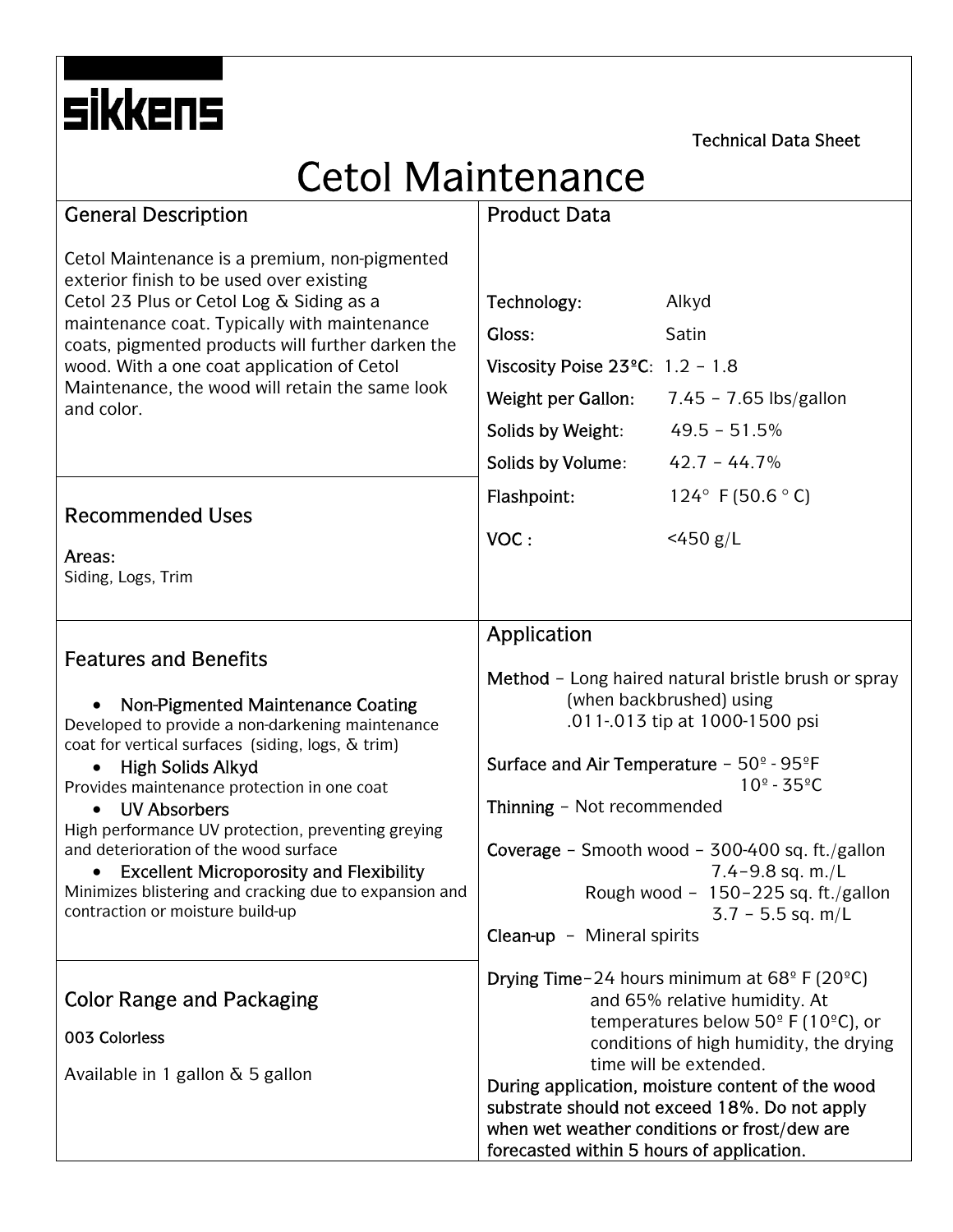sikkens

Technical Data Sheet

# Cetol Maintenance

## General Description

Cetol Maintenance is a premium, non-pigmented exterior finish to be used over existing Cetol 23 Plus or Cetol Log & Siding as a maintenance coat. Typically with maintenance coats, pigmented products will further darken the wood. With a one coat application of Cetol Maintenance, the wood will retain the same look and color.

## Recommended Uses

**Areas:**
Siding, Logs, Trim

## Features and Benefits

- **Non-Pigmented Maintenance Coating**

Developed to provide a non-darkening maintenance coat for vertical surfaces (siding, logs, & trim)

- **High Solids Alkyd**

Provides maintenance protection in one coat

- **UV Absorbers**

High performance UV protection, preventing greying and deterioration of the wood surface

- **Excellent Microporosity and Flexibility**

Minimizes blistering and cracking due to expansion and contraction or moisture build-up

## Color Range and Packaging

**003 Colorless**

Available in 1 gallon & 5 gallon

## Product Data

| | |
|---|---|
| **Technology:** | Alkyd |
| **Gloss:** | Satin |
| **Viscosity Poise 23ºC:** | 1.2 – 1.8 |
| **Weight per Gallon:** | 7.45 – 7.65 lbs/gallon |
| **Solids by Weight:** | 49.5 – 51.5% |
| **Solids by Volume:** | 42.7 – 44.7% |
| **Flashpoint:** | 124° F (50.6 ° C) |
| **VOC :** | <450 g/L |

## Application

**Method** – Long haired natural bristle brush or spray (when backbrushed) using .011-.013 tip at 1000-1500 psi

**Surface and Air Temperature** – 50º - 95ºF
10º - 35ºC

**Thinning** – Not recommended

**Coverage** – Smooth wood – 300-400 sq. ft./gallon
7.4–9.8 sq. m./L
Rough wood – 150–225 sq. ft./gallon
3.7 – 5.5 sq. m/L

**Clean-up** – Mineral spirits

**Drying Time**–24 hours minimum at 68º F (20ºC) and 65% relative humidity. At temperatures below 50º F (10ºC), or conditions of high humidity, the drying time will be extended.

**During application, moisture content of the wood substrate should not exceed 18%. Do not apply when wet weather conditions or frost/dew are forecasted within 5 hours of application.**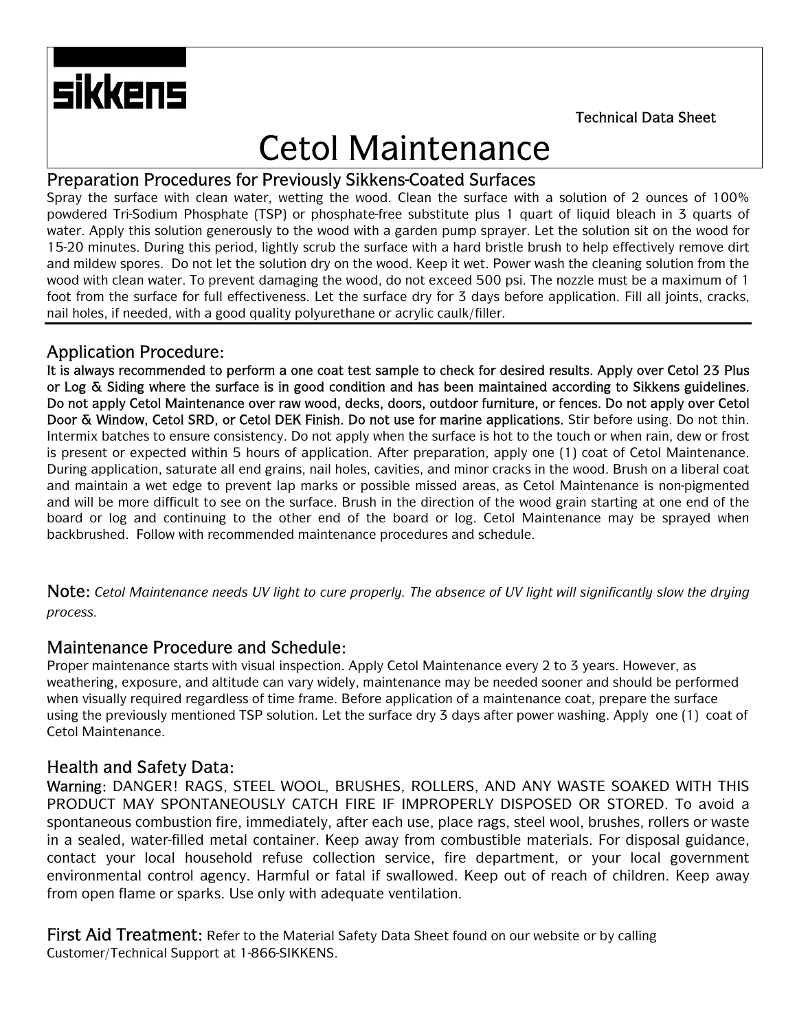**sikkens**

Technical Data Sheet

# Cetol Maintenance

## Preparation Procedures for Previously Sikkens-Coated Surfaces

Spray the surface with clean water, wetting the wood. Clean the surface with a solution of 2 ounces of 100% powdered Tri-Sodium Phosphate (TSP) or phosphate-free substitute plus 1 quart of liquid bleach in 3 quarts of water. Apply this solution generously to the wood with a garden pump sprayer. Let the solution sit on the wood for 15-20 minutes. During this period, lightly scrub the surface with a hard bristle brush to help effectively remove dirt and mildew spores. Do not let the solution dry on the wood. Keep it wet. Power wash the cleaning solution from the wood with clean water. To prevent damaging the wood, do not exceed 500 psi. The nozzle must be a maximum of 1 foot from the surface for full effectiveness. Let the surface dry for 3 days before application. Fill all joints, cracks, nail holes, if needed, with a good quality polyurethane or acrylic caulk/filler.

## Application Procedure:

**It is always recommended to perform a one coat test sample to check for desired results. Apply over Cetol 23 Plus or Log & Siding where the surface is in good condition and has been maintained according to Sikkens guidelines. Do not apply Cetol Maintenance over raw wood, decks, doors, outdoor furniture, or fences. Do not apply over Cetol Door & Window, Cetol SRD, or Cetol DEK Finish. Do not use for marine applications.** Stir before using. Do not thin. Intermix batches to ensure consistency. Do not apply when the surface is hot to the touch or when rain, dew or frost is present or expected within 5 hours of application. After preparation, apply one (1) coat of Cetol Maintenance. During application, saturate all end grains, nail holes, cavities, and minor cracks in the wood. Brush on a liberal coat and maintain a wet edge to prevent lap marks or possible missed areas, as Cetol Maintenance is non-pigmented and will be more difficult to see on the surface. Brush in the direction of the wood grain starting at one end of the board or log and continuing to the other end of the board or log. Cetol Maintenance may be sprayed when backbrushed. Follow with recommended maintenance procedures and schedule.

**Note:** *Cetol Maintenance needs UV light to cure properly. The absence of UV light will significantly slow the drying process.*

## Maintenance Procedure and Schedule:

Proper maintenance starts with visual inspection. Apply Cetol Maintenance every 2 to 3 years. However, as weathering, exposure, and altitude can vary widely, maintenance may be needed sooner and should be performed when visually required regardless of time frame. Before application of a maintenance coat, prepare the surface using the previously mentioned TSP solution. Let the surface dry 3 days after power washing. Apply one (1) coat of Cetol Maintenance.

## Health and Safety Data:

**Warning:** DANGER! RAGS, STEEL WOOL, BRUSHES, ROLLERS, AND ANY WASTE SOAKED WITH THIS PRODUCT MAY SPONTANEOUSLY CATCH FIRE IF IMPROPERLY DISPOSED OR STORED. To avoid a spontaneous combustion fire, immediately, after each use, place rags, steel wool, brushes, rollers or waste in a sealed, water-filled metal container. Keep away from combustible materials. For disposal guidance, contact your local household refuse collection service, fire department, or your local government environmental control agency. Harmful or fatal if swallowed. Keep out of reach of children. Keep away from open flame or sparks. Use only with adequate ventilation.

**First Aid Treatment:** Refer to the Material Safety Data Sheet found on our website or by calling Customer/Technical Support at 1-866-SIKKENS.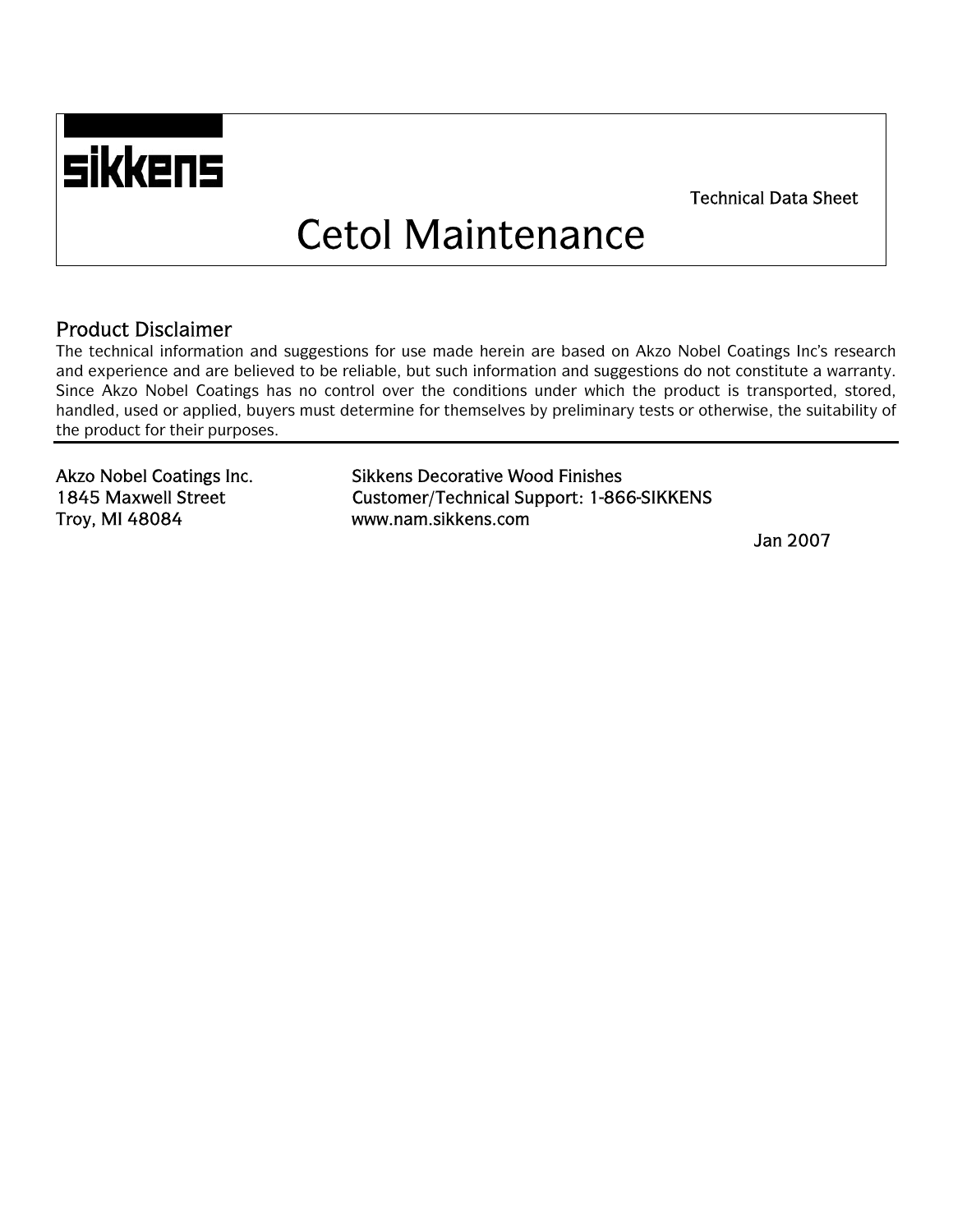sikkens

Technical Data Sheet

# Cetol Maintenance

## Product Disclaimer

The technical information and suggestions for use made herein are based on Akzo Nobel Coatings Inc's research and experience and are believed to be reliable, but such information and suggestions do not constitute a warranty. Since Akzo Nobel Coatings has no control over the conditions under which the product is transported, stored, handled, used or applied, buyers must determine for themselves by preliminary tests or otherwise, the suitability of the product for their purposes.

---

Akzo Nobel Coatings Inc.
1845 Maxwell Street
Troy, MI 48084

Sikkens Decorative Wood Finishes
Customer/Technical Support: 1-866-SIKKENS
www.nam.sikkens.com

Jan 2007